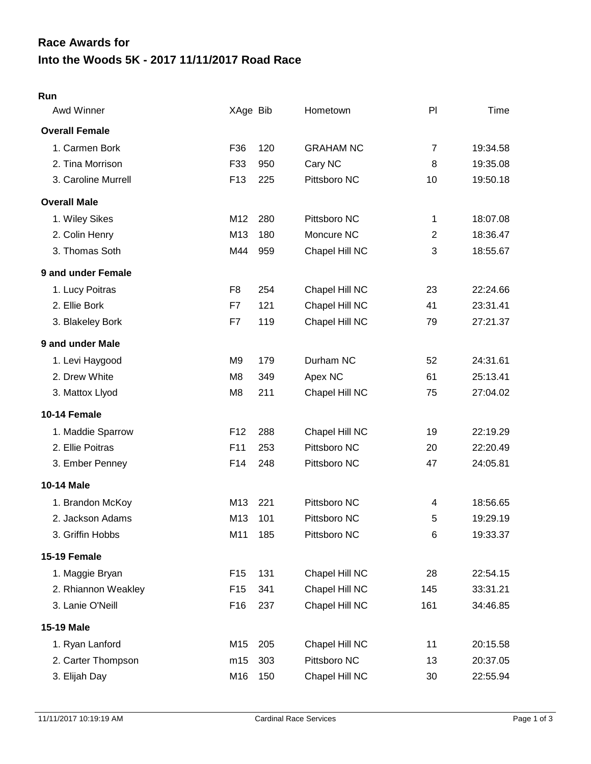# Race Awards for
# Into the Woods 5K - 2017 11/11/2017 Road Race

**Run**

| Awd Winner | XAge | Bib | Hometown | Pl | Time |
|---|---|---|---|---|---|
| **Overall Female** | | | | | |
| 1. Carmen Bork | F36 | 120 | GRAHAM NC | 7 | 19:34.58 |
| 2. Tina Morrison | F33 | 950 | Cary NC | 8 | 19:35.08 |
| 3. Caroline Murrell | F13 | 225 | Pittsboro NC | 10 | 19:50.18 |
| **Overall Male** | | | | | |
| 1. Wiley Sikes | M12 | 280 | Pittsboro NC | 1 | 18:07.08 |
| 2. Colin Henry | M13 | 180 | Moncure NC | 2 | 18:36.47 |
| 3. Thomas Soth | M44 | 959 | Chapel Hill NC | 3 | 18:55.67 |
| **9 and under Female** | | | | | |
| 1. Lucy Poitras | F8 | 254 | Chapel Hill NC | 23 | 22:24.66 |
| 2. Ellie Bork | F7 | 121 | Chapel Hill NC | 41 | 23:31.41 |
| 3. Blakeley Bork | F7 | 119 | Chapel Hill NC | 79 | 27:21.37 |
| **9 and under Male** | | | | | |
| 1. Levi Haygood | M9 | 179 | Durham NC | 52 | 24:31.61 |
| 2. Drew White | M8 | 349 | Apex NC | 61 | 25:13.41 |
| 3. Mattox Llyod | M8 | 211 | Chapel Hill NC | 75 | 27:04.02 |
| **10-14 Female** | | | | | |
| 1. Maddie Sparrow | F12 | 288 | Chapel Hill NC | 19 | 22:19.29 |
| 2. Ellie Poitras | F11 | 253 | Pittsboro NC | 20 | 22:20.49 |
| 3. Ember Penney | F14 | 248 | Pittsboro NC | 47 | 24:05.81 |
| **10-14 Male** | | | | | |
| 1. Brandon McKoy | M13 | 221 | Pittsboro NC | 4 | 18:56.65 |
| 2. Jackson Adams | M13 | 101 | Pittsboro NC | 5 | 19:29.19 |
| 3. Griffin Hobbs | M11 | 185 | Pittsboro NC | 6 | 19:33.37 |
| **15-19 Female** | | | | | |
| 1. Maggie Bryan | F15 | 131 | Chapel Hill NC | 28 | 22:54.15 |
| 2. Rhiannon Weakley | F15 | 341 | Chapel Hill NC | 145 | 33:31.21 |
| 3. Lanie O'Neill | F16 | 237 | Chapel Hill NC | 161 | 34:46.85 |
| **15-19 Male** | | | | | |
| 1. Ryan Lanford | M15 | 205 | Chapel Hill NC | 11 | 20:15.58 |
| 2. Carter Thompson | m15 | 303 | Pittsboro NC | 13 | 20:37.05 |
| 3. Elijah Day | M16 | 150 | Chapel Hill NC | 30 | 22:55.94 |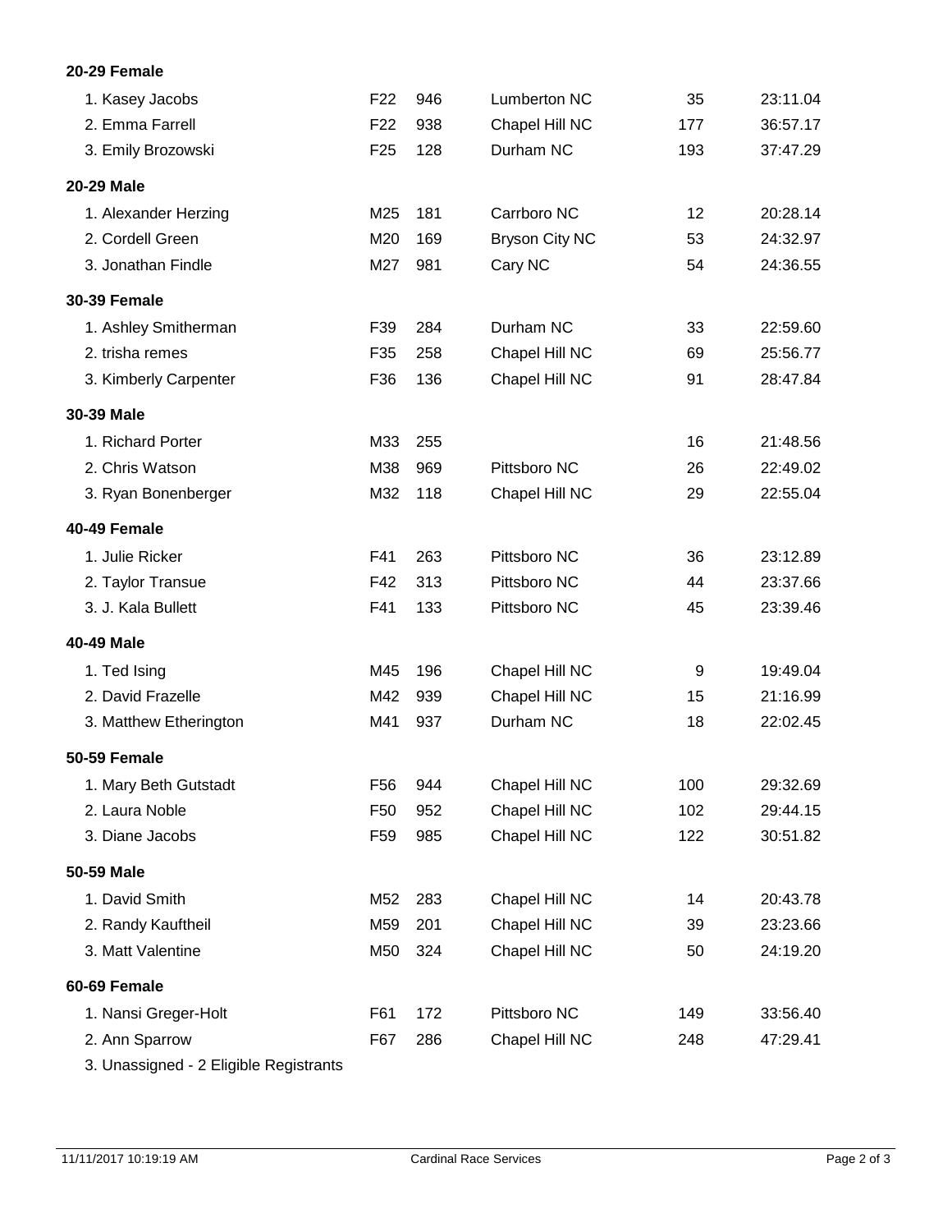**20-29 Female**

| | | | | | |
|---|---|---|---|---|---|
| 1. Kasey Jacobs | F22 | 946 | Lumberton NC | 35 | 23:11.04 |
| 2. Emma Farrell | F22 | 938 | Chapel Hill NC | 177 | 36:57.17 |
| 3. Emily Brozowski | F25 | 128 | Durham NC | 193 | 37:47.29 |

**20-29 Male**

| | | | | | |
|---|---|---|---|---|---|
| 1. Alexander Herzing | M25 | 181 | Carrboro NC | 12 | 20:28.14 |
| 2. Cordell Green | M20 | 169 | Bryson City NC | 53 | 24:32.97 |
| 3. Jonathan Findle | M27 | 981 | Cary NC | 54 | 24:36.55 |

**30-39 Female**

| | | | | | |
|---|---|---|---|---|---|
| 1. Ashley Smitherman | F39 | 284 | Durham NC | 33 | 22:59.60 |
| 2. trisha remes | F35 | 258 | Chapel Hill NC | 69 | 25:56.77 |
| 3. Kimberly Carpenter | F36 | 136 | Chapel Hill NC | 91 | 28:47.84 |

**30-39 Male**

| | | | | | |
|---|---|---|---|---|---|
| 1. Richard Porter | M33 | 255 | | 16 | 21:48.56 |
| 2. Chris Watson | M38 | 969 | Pittsboro NC | 26 | 22:49.02 |
| 3. Ryan Bonenberger | M32 | 118 | Chapel Hill NC | 29 | 22:55.04 |

**40-49 Female**

| | | | | | |
|---|---|---|---|---|---|
| 1. Julie Ricker | F41 | 263 | Pittsboro NC | 36 | 23:12.89 |
| 2. Taylor Transue | F42 | 313 | Pittsboro NC | 44 | 23:37.66 |
| 3. J. Kala Bullett | F41 | 133 | Pittsboro NC | 45 | 23:39.46 |

**40-49 Male**

| | | | | | |
|---|---|---|---|---|---|
| 1. Ted Ising | M45 | 196 | Chapel Hill NC | 9 | 19:49.04 |
| 2. David Frazelle | M42 | 939 | Chapel Hill NC | 15 | 21:16.99 |
| 3. Matthew Etherington | M41 | 937 | Durham NC | 18 | 22:02.45 |

**50-59 Female**

| | | | | | |
|---|---|---|---|---|---|
| 1. Mary Beth Gutstadt | F56 | 944 | Chapel Hill NC | 100 | 29:32.69 |
| 2. Laura Noble | F50 | 952 | Chapel Hill NC | 102 | 29:44.15 |
| 3. Diane Jacobs | F59 | 985 | Chapel Hill NC | 122 | 30:51.82 |

**50-59 Male**

| | | | | | |
|---|---|---|---|---|---|
| 1. David Smith | M52 | 283 | Chapel Hill NC | 14 | 20:43.78 |
| 2. Randy Kauftheil | M59 | 201 | Chapel Hill NC | 39 | 23:23.66 |
| 3. Matt Valentine | M50 | 324 | Chapel Hill NC | 50 | 24:19.20 |

**60-69 Female**

| | | | | | |
|---|---|---|---|---|---|
| 1. Nansi Greger-Holt | F61 | 172 | Pittsboro NC | 149 | 33:56.40 |
| 2. Ann Sparrow | F67 | 286 | Chapel Hill NC | 248 | 47:29.41 |
| 3. Unassigned - 2 Eligible Registrants | | | | | |

11/11/2017 10:19:19 AM Cardinal Race Services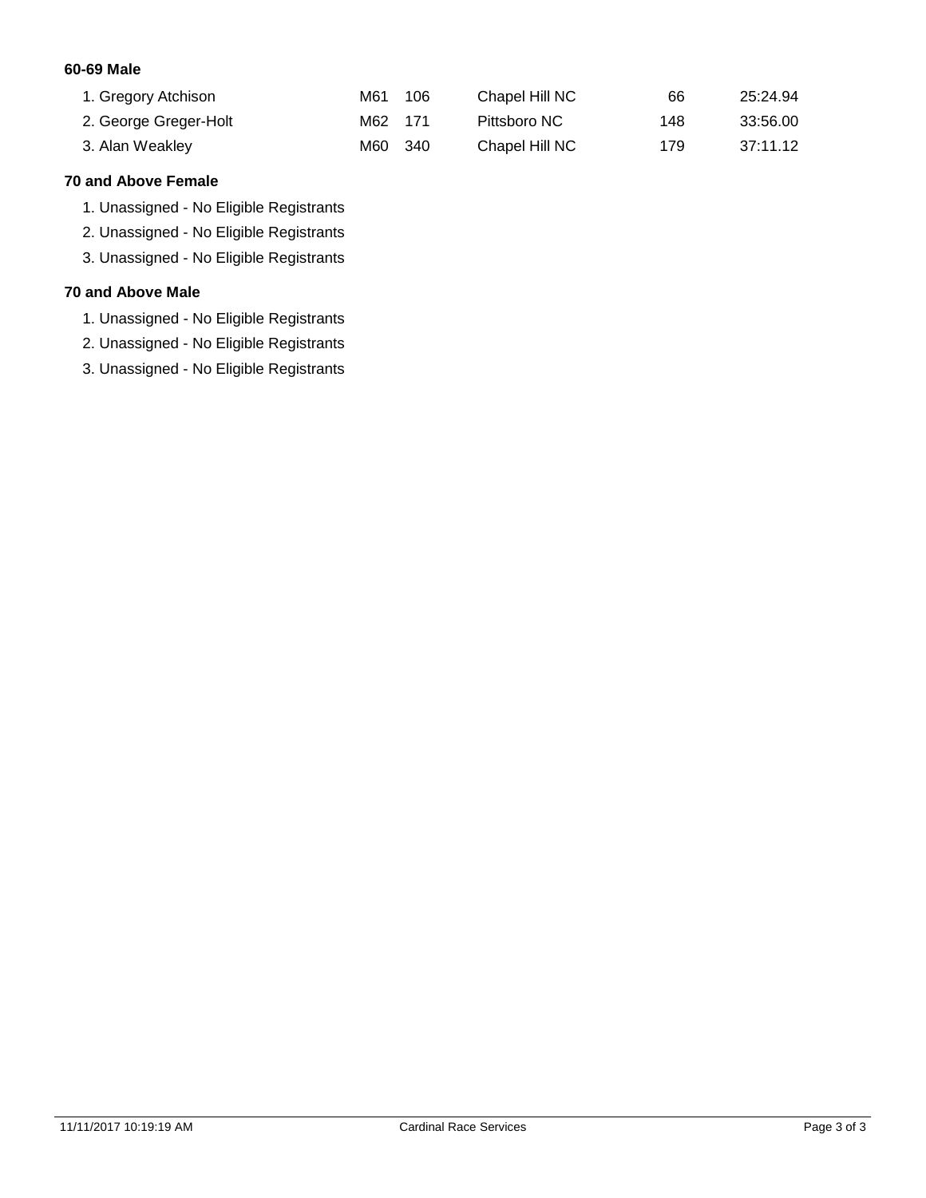#### 60-69 Male

| | | | | | |
|---|---|---|---|---|---|
| 1. Gregory Atchison | M61 | 106 | Chapel Hill NC | 66 | 25:24.94 |
| 2. George Greger-Holt | M62 | 171 | Pittsboro NC | 148 | 33:56.00 |
| 3. Alan Weakley | M60 | 340 | Chapel Hill NC | 179 | 37:11.12 |

#### 70 and Above Female

1. Unassigned - No Eligible Registrants
2. Unassigned - No Eligible Registrants
3. Unassigned - No Eligible Registrants

#### 70 and Above Male

1. Unassigned - No Eligible Registrants
2. Unassigned - No Eligible Registrants
3. Unassigned - No Eligible Registrants